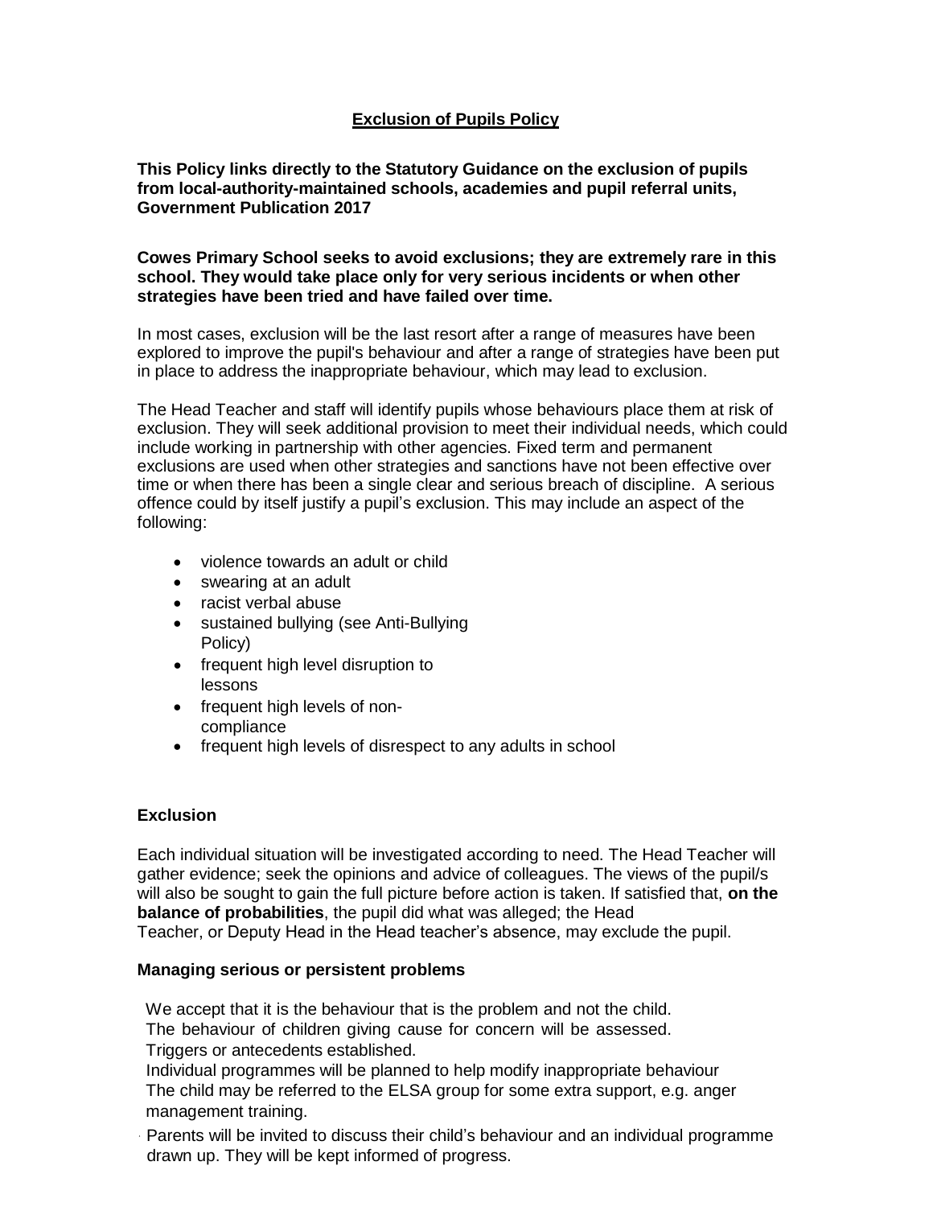# Exclusion of Pupils Policy

**This Policy links directly to the Statutory Guidance on the exclusion of pupils from local-authority-maintained schools, academies and pupil referral units, Government Publication 2017**

**Cowes Primary School seeks to avoid exclusions; they are extremely rare in this school. They would take place only for very serious incidents or when other strategies have been tried and have failed over time.**

In most cases, exclusion will be the last resort after a range of measures have been explored to improve the pupil's behaviour and after a range of strategies have been put in place to address the inappropriate behaviour, which may lead to exclusion.

The Head Teacher and staff will identify pupils whose behaviours place them at risk of exclusion. They will seek additional provision to meet their individual needs, which could include working in partnership with other agencies. Fixed term and permanent exclusions are used when other strategies and sanctions have not been effective over time or when there has been a single clear and serious breach of discipline. A serious offence could by itself justify a pupil's exclusion. This may include an aspect of the following:

- violence towards an adult or child
- swearing at an adult
- racist verbal abuse
- sustained bullying (see Anti-Bullying Policy)
- frequent high level disruption to lessons
- frequent high levels of non-compliance
- frequent high levels of disrespect to any adults in school

## Exclusion

Each individual situation will be investigated according to need. The Head Teacher will gather evidence; seek the opinions and advice of colleagues. The views of the pupil/s will also be sought to gain the full picture before action is taken. If satisfied that, **on the balance of probabilities**, the pupil did what was alleged; the Head Teacher, or Deputy Head in the Head teacher's absence, may exclude the pupil.

## Managing serious or persistent problems

We accept that it is the behaviour that is the problem and not the child.
The behaviour of children giving cause for concern will be assessed.
Triggers or antecedents established.
Individual programmes will be planned to help modify inappropriate behaviour
The child may be referred to the ELSA group for some extra support, e.g. anger management training.
Parents will be invited to discuss their child's behaviour and an individual programme drawn up. They will be kept informed of progress.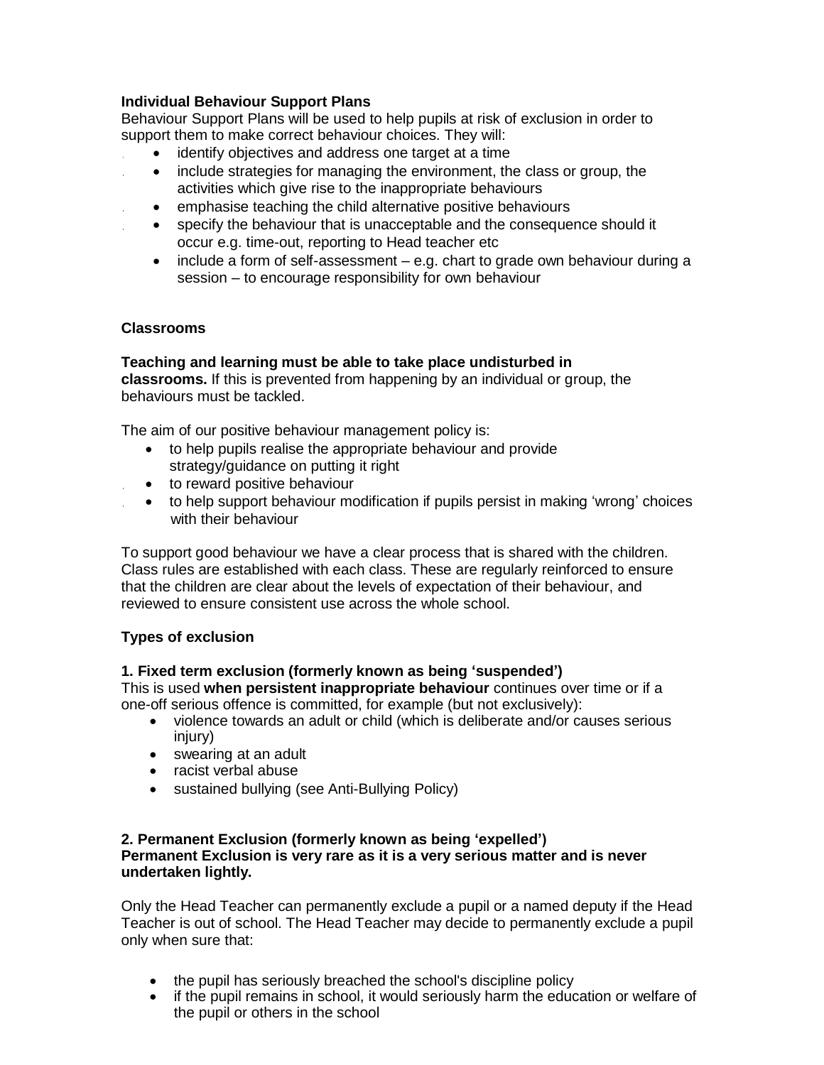**Individual Behaviour Support Plans**

Behaviour Support Plans will be used to help pupils at risk of exclusion in order to support them to make correct behaviour choices. They will:

- identify objectives and address one target at a time
- include strategies for managing the environment, the class or group, the activities which give rise to the inappropriate behaviours
- emphasise teaching the child alternative positive behaviours
- specify the behaviour that is unacceptable and the consequence should it occur e.g. time-out, reporting to Head teacher etc
- include a form of self-assessment – e.g. chart to grade own behaviour during a session – to encourage responsibility for own behaviour

**Classrooms**

**Teaching and learning must be able to take place undisturbed in classrooms.** If this is prevented from happening by an individual or group, the behaviours must be tackled.

The aim of our positive behaviour management policy is:

- to help pupils realise the appropriate behaviour and provide strategy/guidance on putting it right
- to reward positive behaviour
- to help support behaviour modification if pupils persist in making 'wrong' choices with their behaviour

To support good behaviour we have a clear process that is shared with the children. Class rules are established with each class. These are regularly reinforced to ensure that the children are clear about the levels of expectation of their behaviour, and reviewed to ensure consistent use across the whole school.

**Types of exclusion**

**1. Fixed term exclusion (formerly known as being 'suspended')**

This is used **when persistent inappropriate behaviour** continues over time or if a one-off serious offence is committed, for example (but not exclusively):

- violence towards an adult or child (which is deliberate and/or causes serious injury)
- swearing at an adult
- racist verbal abuse
- sustained bullying (see Anti-Bullying Policy)

**2. Permanent Exclusion (formerly known as being 'expelled')**
**Permanent Exclusion is very rare as it is a very serious matter and is never undertaken lightly.**

Only the Head Teacher can permanently exclude a pupil or a named deputy if the Head Teacher is out of school. The Head Teacher may decide to permanently exclude a pupil only when sure that:

- the pupil has seriously breached the school's discipline policy
- if the pupil remains in school, it would seriously harm the education or welfare of the pupil or others in the school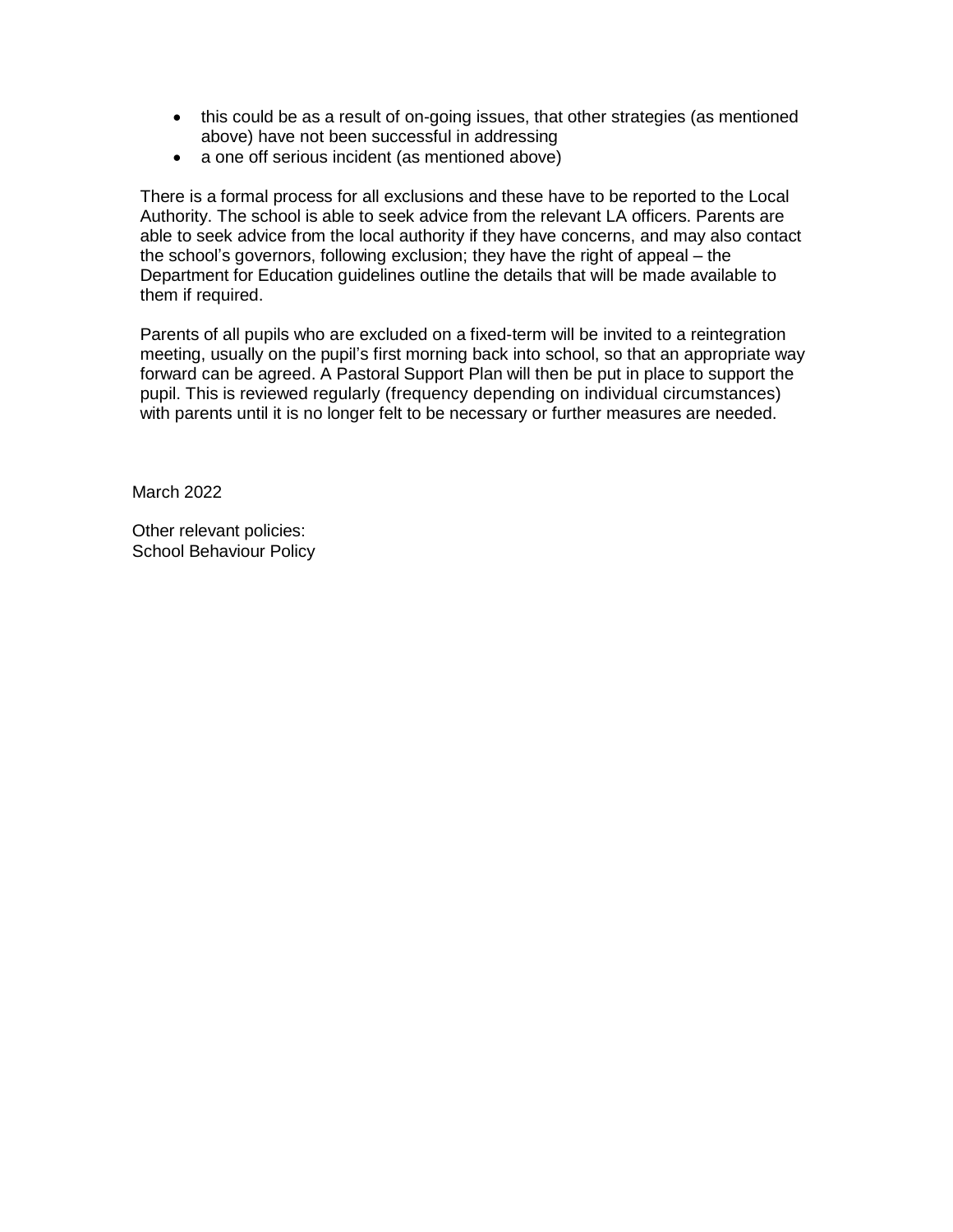- this could be as a result of on-going issues, that other strategies (as mentioned above) have not been successful in addressing
- a one off serious incident (as mentioned above)

There is a formal process for all exclusions and these have to be reported to the Local Authority. The school is able to seek advice from the relevant LA officers. Parents are able to seek advice from the local authority if they have concerns, and may also contact the school's governors, following exclusion; they have the right of appeal – the Department for Education guidelines outline the details that will be made available to them if required.

Parents of all pupils who are excluded on a fixed-term will be invited to a reintegration meeting, usually on the pupil's first morning back into school, so that an appropriate way forward can be agreed. A Pastoral Support Plan will then be put in place to support the pupil. This is reviewed regularly (frequency depending on individual circumstances) with parents until it is no longer felt to be necessary or further measures are needed.

March 2022

Other relevant policies:
School Behaviour Policy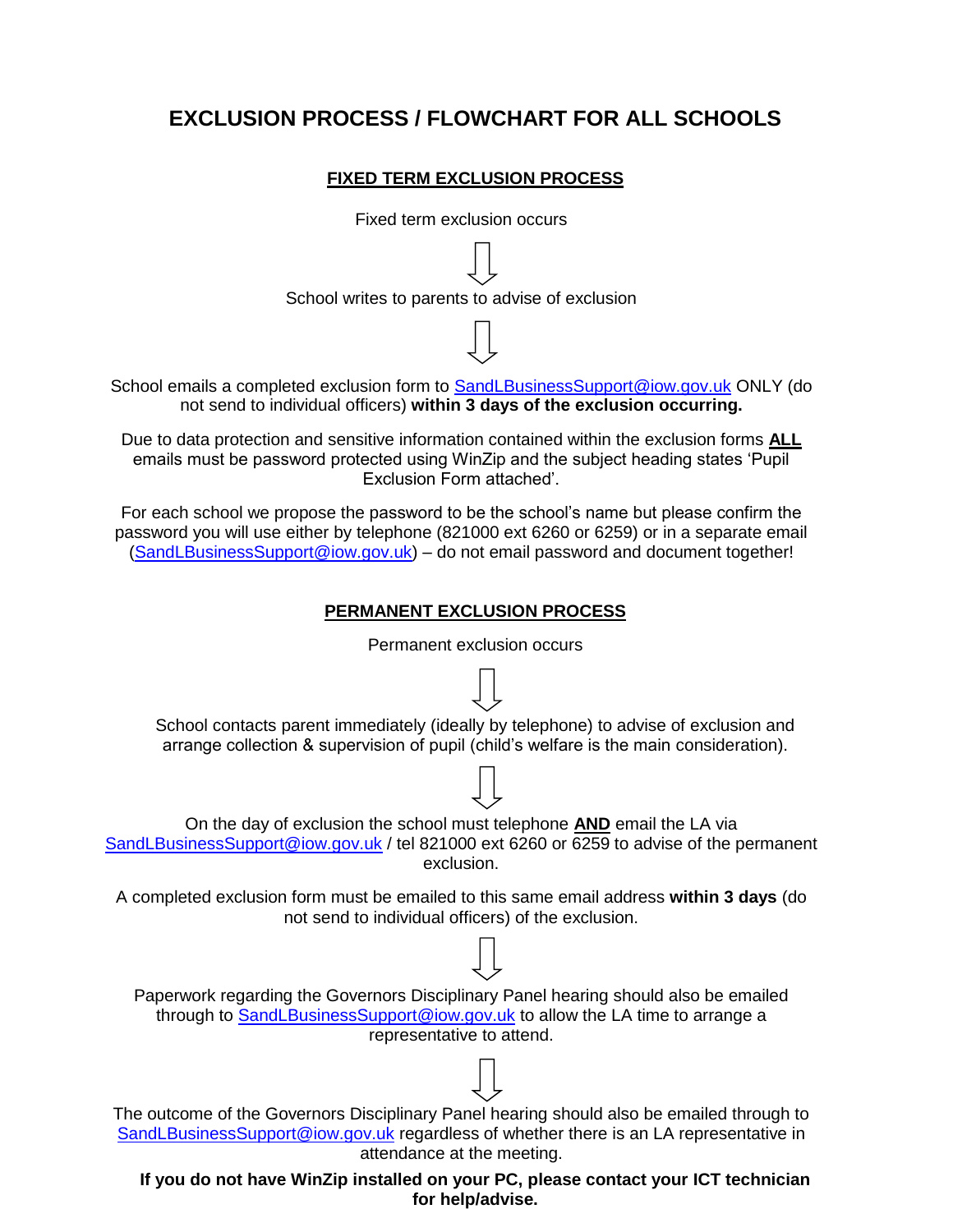# EXCLUSION PROCESS / FLOWCHART FOR ALL SCHOOLS

## FIXED TERM EXCLUSION PROCESS

Fixed term exclusion occurs

⇩

School writes to parents to advise of exclusion

⇩

School emails a completed exclusion form to SandLBusinessSupport@iow.gov.uk ONLY (do not send to individual officers) **within 3 days of the exclusion occurring.**

Due to data protection and sensitive information contained within the exclusion forms **ALL** emails must be password protected using WinZip and the subject heading states 'Pupil Exclusion Form attached'.

For each school we propose the password to be the school's name but please confirm the password you will use either by telephone (821000 ext 6260 or 6259) or in a separate email (SandLBusinessSupport@iow.gov.uk) – do not email password and document together!

## PERMANENT EXCLUSION PROCESS

Permanent exclusion occurs

⇩

School contacts parent immediately (ideally by telephone) to advise of exclusion and arrange collection & supervision of pupil (child's welfare is the main consideration).

⇩

On the day of exclusion the school must telephone **AND** email the LA via SandLBusinessSupport@iow.gov.uk / tel 821000 ext 6260 or 6259 to advise of the permanent exclusion.

A completed exclusion form must be emailed to this same email address **within 3 days** (do not send to individual officers) of the exclusion.

⇩

Paperwork regarding the Governors Disciplinary Panel hearing should also be emailed through to SandLBusinessSupport@iow.gov.uk to allow the LA time to arrange a representative to attend.

⇩

The outcome of the Governors Disciplinary Panel hearing should also be emailed through to SandLBusinessSupport@iow.gov.uk regardless of whether there is an LA representative in attendance at the meeting.

**If you do not have WinZip installed on your PC, please contact your ICT technician for help/advise.**